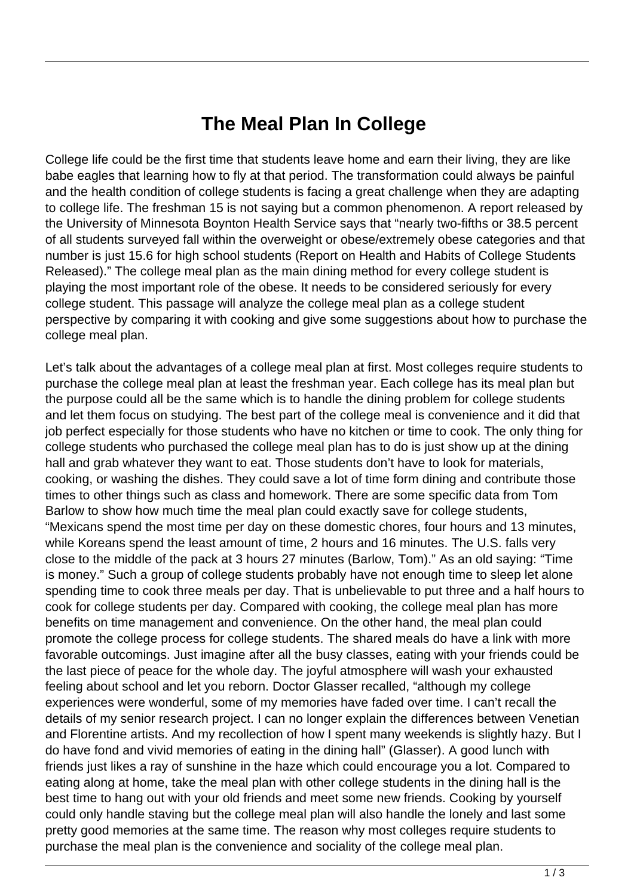# The Meal Plan In College

College life could be the first time that students leave home and earn their living, they are like babe eagles that learning how to fly at that period. The transformation could always be painful and the health condition of college students is facing a great challenge when they are adapting to college life. The freshman 15 is not saying but a common phenomenon. A report released by the University of Minnesota Boynton Health Service says that "nearly two-fifths or 38.5 percent of all students surveyed fall within the overweight or obese/extremely obese categories and that number is just 15.6 for high school students (Report on Health and Habits of College Students Released)." The college meal plan as the main dining method for every college student is playing the most important role of the obese. It needs to be considered seriously for every college student. This passage will analyze the college meal plan as a college student perspective by comparing it with cooking and give some suggestions about how to purchase the college meal plan.

Let's talk about the advantages of a college meal plan at first. Most colleges require students to purchase the college meal plan at least the freshman year. Each college has its meal plan but the purpose could all be the same which is to handle the dining problem for college students and let them focus on studying. The best part of the college meal is convenience and it did that job perfect especially for those students who have no kitchen or time to cook. The only thing for college students who purchased the college meal plan has to do is just show up at the dining hall and grab whatever they want to eat. Those students don't have to look for materials, cooking, or washing the dishes. They could save a lot of time form dining and contribute those times to other things such as class and homework. There are some specific data from Tom Barlow to show how much time the meal plan could exactly save for college students, "Mexicans spend the most time per day on these domestic chores, four hours and 13 minutes, while Koreans spend the least amount of time, 2 hours and 16 minutes. The U.S. falls very close to the middle of the pack at 3 hours 27 minutes (Barlow, Tom)." As an old saying: "Time is money." Such a group of college students probably have not enough time to sleep let alone spending time to cook three meals per day. That is unbelievable to put three and a half hours to cook for college students per day. Compared with cooking, the college meal plan has more benefits on time management and convenience. On the other hand, the meal plan could promote the college process for college students. The shared meals do have a link with more favorable outcomings. Just imagine after all the busy classes, eating with your friends could be the last piece of peace for the whole day. The joyful atmosphere will wash your exhausted feeling about school and let you reborn. Doctor Glasser recalled, "although my college experiences were wonderful, some of my memories have faded over time. I can't recall the details of my senior research project. I can no longer explain the differences between Venetian and Florentine artists. And my recollection of how I spent many weekends is slightly hazy. But I do have fond and vivid memories of eating in the dining hall" (Glasser). A good lunch with friends just likes a ray of sunshine in the haze which could encourage you a lot. Compared to eating along at home, take the meal plan with other college students in the dining hall is the best time to hang out with your old friends and meet some new friends. Cooking by yourself could only handle staving but the college meal plan will also handle the lonely and last some pretty good memories at the same time. The reason why most colleges require students to purchase the meal plan is the convenience and sociality of the college meal plan.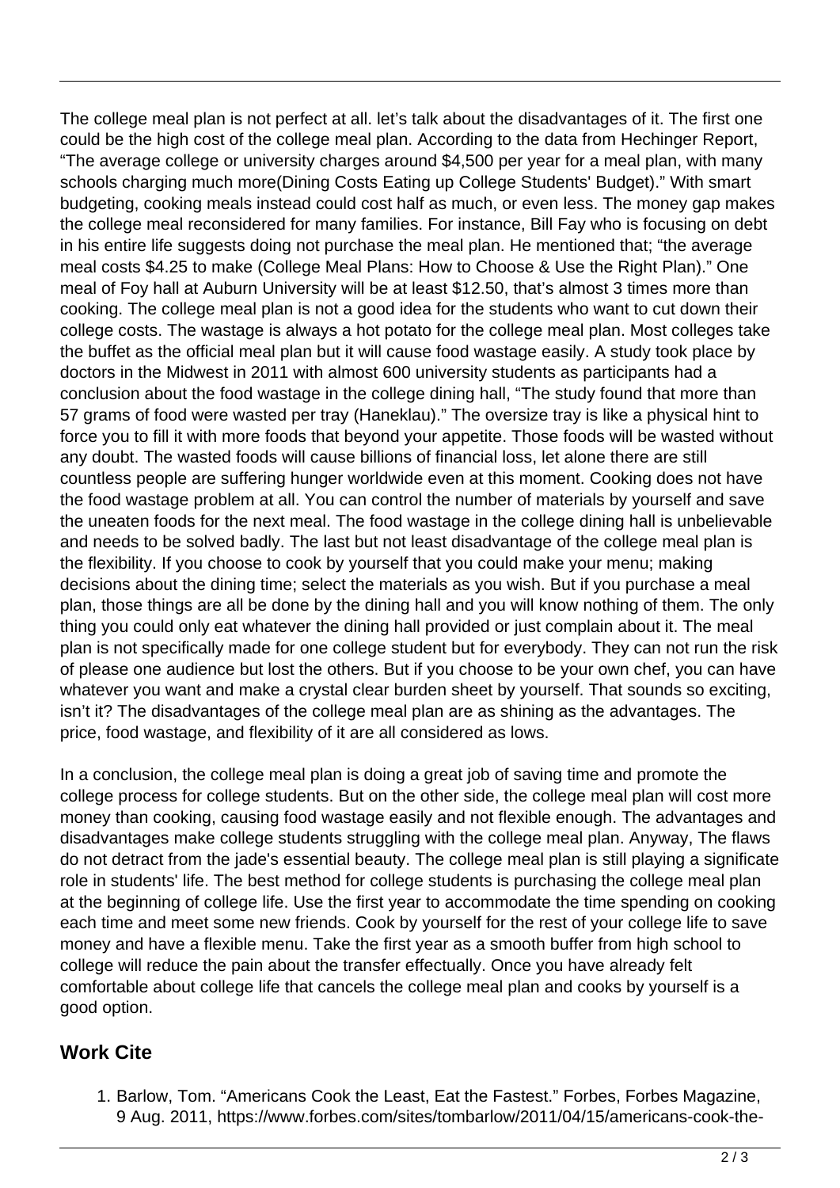The college meal plan is not perfect at all. let's talk about the disadvantages of it. The first one could be the high cost of the college meal plan. According to the data from Hechinger Report, "The average college or university charges around $4,500 per year for a meal plan, with many schools charging much more(Dining Costs Eating up College Students' Budget)." With smart budgeting, cooking meals instead could cost half as much, or even less. The money gap makes the college meal reconsidered for many families. For instance, Bill Fay who is focusing on debt in his entire life suggests doing not purchase the meal plan. He mentioned that; "the average meal costs $4.25 to make (College Meal Plans: How to Choose & Use the Right Plan)." One meal of Foy hall at Auburn University will be at least $12.50, that's almost 3 times more than cooking. The college meal plan is not a good idea for the students who want to cut down their college costs. The wastage is always a hot potato for the college meal plan. Most colleges take the buffet as the official meal plan but it will cause food wastage easily. A study took place by doctors in the Midwest in 2011 with almost 600 university students as participants had a conclusion about the food wastage in the college dining hall, "The study found that more than 57 grams of food were wasted per tray (Haneklau)." The oversize tray is like a physical hint to force you to fill it with more foods that beyond your appetite. Those foods will be wasted without any doubt. The wasted foods will cause billions of financial loss, let alone there are still countless people are suffering hunger worldwide even at this moment. Cooking does not have the food wastage problem at all. You can control the number of materials by yourself and save the uneaten foods for the next meal. The food wastage in the college dining hall is unbelievable and needs to be solved badly. The last but not least disadvantage of the college meal plan is the flexibility. If you choose to cook by yourself that you could make your menu; making decisions about the dining time; select the materials as you wish. But if you purchase a meal plan, those things are all be done by the dining hall and you will know nothing of them. The only thing you could only eat whatever the dining hall provided or just complain about it. The meal plan is not specifically made for one college student but for everybody. They can not run the risk of please one audience but lost the others. But if you choose to be your own chef, you can have whatever you want and make a crystal clear burden sheet by yourself. That sounds so exciting, isn't it? The disadvantages of the college meal plan are as shining as the advantages. The price, food wastage, and flexibility of it are all considered as lows.

In a conclusion, the college meal plan is doing a great job of saving time and promote the college process for college students. But on the other side, the college meal plan will cost more money than cooking, causing food wastage easily and not flexible enough. The advantages and disadvantages make college students struggling with the college meal plan. Anyway, The flaws do not detract from the jade's essential beauty. The college meal plan is still playing a significate role in students' life. The best method for college students is purchasing the college meal plan at the beginning of college life. Use the first year to accommodate the time spending on cooking each time and meet some new friends. Cook by yourself for the rest of your college life to save money and have a flexible menu. Take the first year as a smooth buffer from high school to college will reduce the pain about the transfer effectually. Once you have already felt comfortable about college life that cancels the college meal plan and cooks by yourself is a good option.

## Work Cite

1. Barlow, Tom. "Americans Cook the Least, Eat the Fastest." Forbes, Forbes Magazine, 9 Aug. 2011, https://www.forbes.com/sites/tombarlow/2011/04/15/americans-cook-the-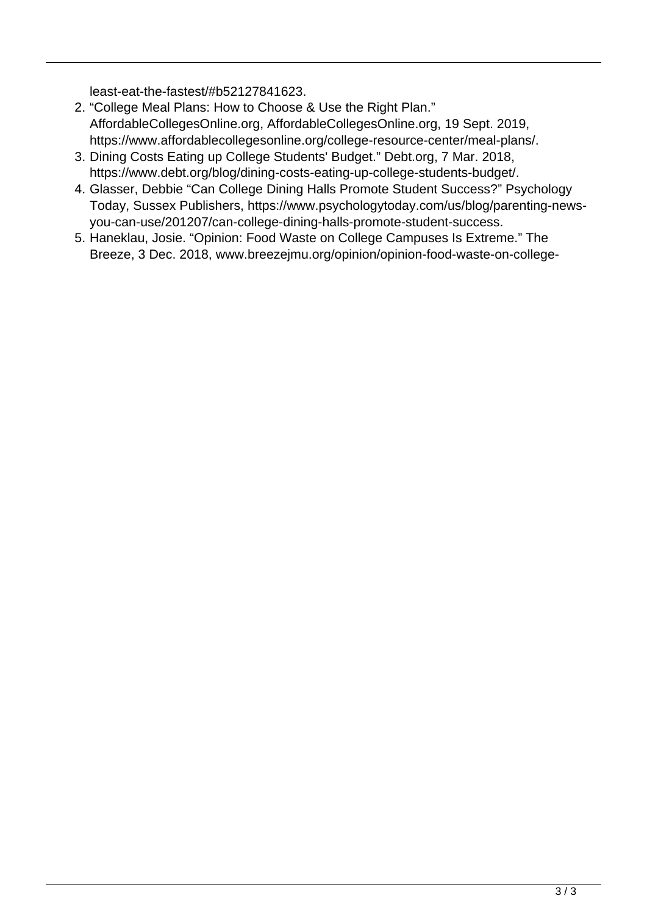least-eat-the-fastest/#b52127841623.

2. “College Meal Plans: How to Choose & Use the Right Plan.” AffordableCollegesOnline.org, AffordableCollegesOnline.org, 19 Sept. 2019, https://www.affordablecollegesonline.org/college-resource-center/meal-plans/.
3. Dining Costs Eating up College Students' Budget.” Debt.org, 7 Mar. 2018, https://www.debt.org/blog/dining-costs-eating-up-college-students-budget/.
4. Glasser, Debbie “Can College Dining Halls Promote Student Success?” Psychology Today, Sussex Publishers, https://www.psychologytoday.com/us/blog/parenting-news-you-can-use/201207/can-college-dining-halls-promote-student-success.
5. Haneklau, Josie. “Opinion: Food Waste on College Campuses Is Extreme.” The Breeze, 3 Dec. 2018, www.breezejmu.org/opinion/opinion-food-waste-on-college-